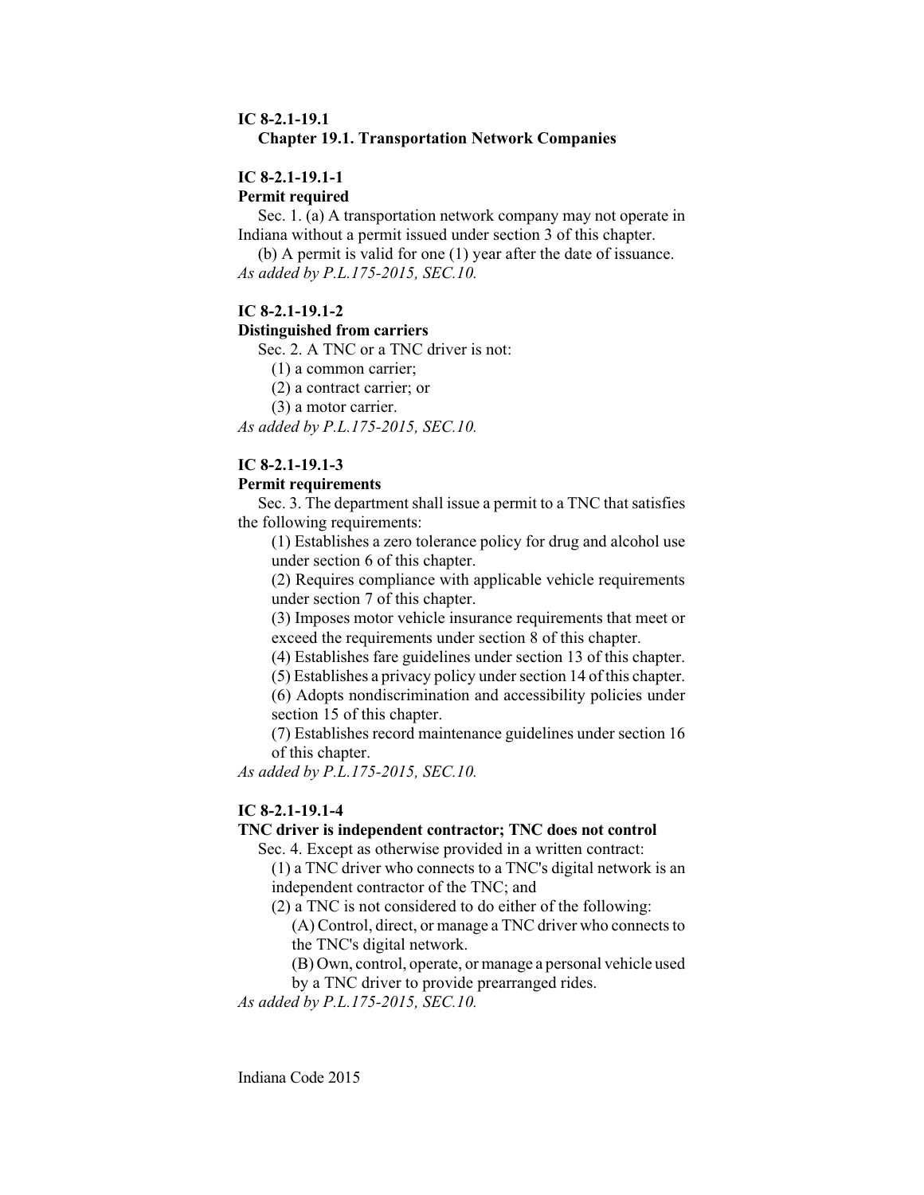**IC 8-2.1-19.1**
**Chapter 19.1. Transportation Network Companies**

**IC 8-2.1-19.1-1**
**Permit required**

Sec. 1. (a) A transportation network company may not operate in Indiana without a permit issued under section 3 of this chapter.

(b) A permit is valid for one (1) year after the date of issuance.

*As added by P.L.175-2015, SEC.10.*

**IC 8-2.1-19.1-2**
**Distinguished from carriers**

Sec. 2. A TNC or a TNC driver is not:

(1) a common carrier;

(2) a contract carrier; or

(3) a motor carrier.

*As added by P.L.175-2015, SEC.10.*

**IC 8-2.1-19.1-3**
**Permit requirements**

Sec. 3. The department shall issue a permit to a TNC that satisfies the following requirements:

(1) Establishes a zero tolerance policy for drug and alcohol use under section 6 of this chapter.

(2) Requires compliance with applicable vehicle requirements under section 7 of this chapter.

(3) Imposes motor vehicle insurance requirements that meet or exceed the requirements under section 8 of this chapter.

(4) Establishes fare guidelines under section 13 of this chapter.

(5) Establishes a privacy policy under section 14 of this chapter.

(6) Adopts nondiscrimination and accessibility policies under section 15 of this chapter.

(7) Establishes record maintenance guidelines under section 16 of this chapter.

*As added by P.L.175-2015, SEC.10.*

**IC 8-2.1-19.1-4**
**TNC driver is independent contractor; TNC does not control**

Sec. 4. Except as otherwise provided in a written contract:

(1) a TNC driver who connects to a TNC's digital network is an independent contractor of the TNC; and

(2) a TNC is not considered to do either of the following:

(A) Control, direct, or manage a TNC driver who connects to the TNC's digital network.

(B) Own, control, operate, or manage a personal vehicle used by a TNC driver to provide prearranged rides.

*As added by P.L.175-2015, SEC.10.*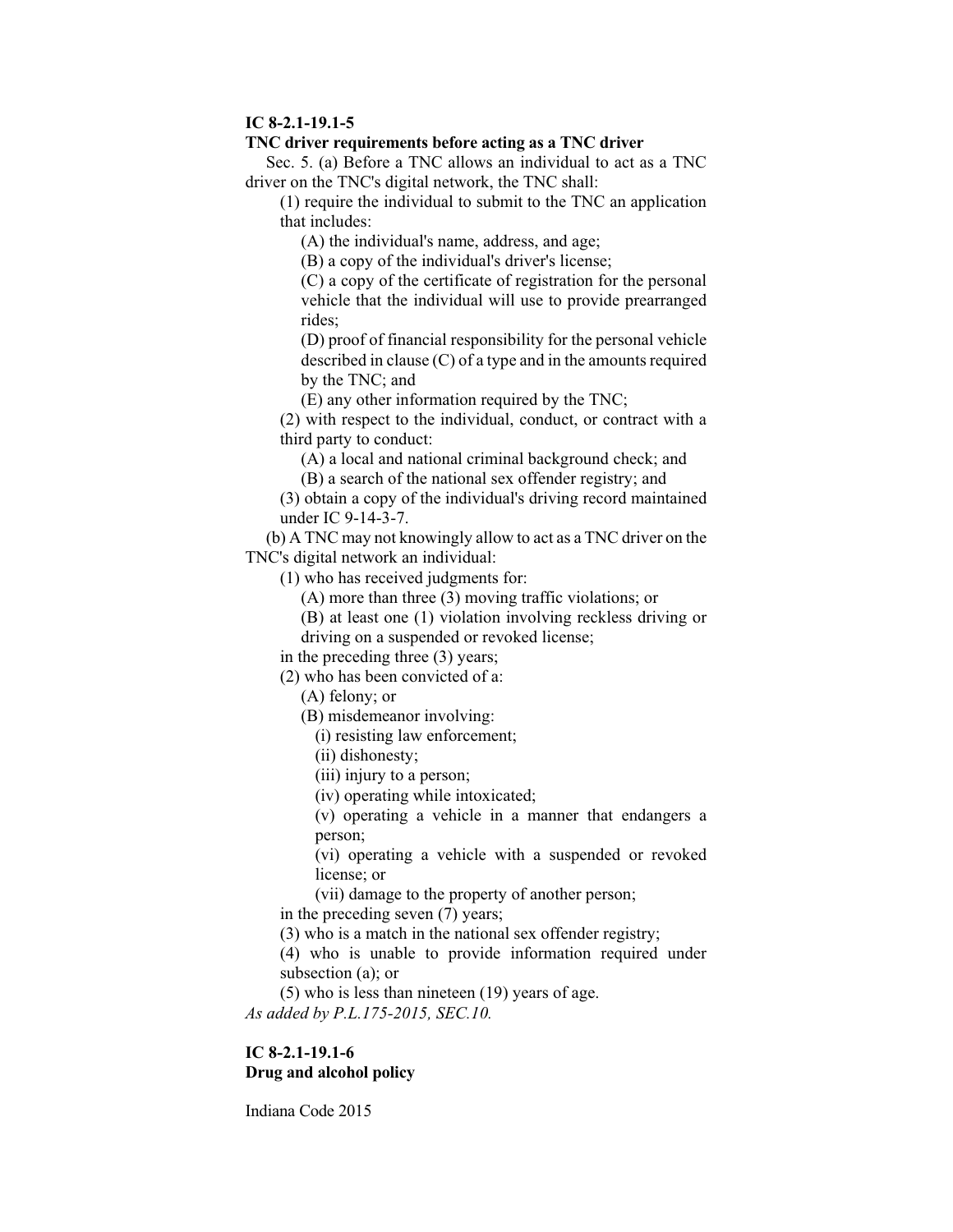**IC 8-2.1-19.1-5**
**TNC driver requirements before acting as a TNC driver**

Sec. 5. (a) Before a TNC allows an individual to act as a TNC driver on the TNC's digital network, the TNC shall:

(1) require the individual to submit to the TNC an application that includes:

(A) the individual's name, address, and age;

(B) a copy of the individual's driver's license;

(C) a copy of the certificate of registration for the personal vehicle that the individual will use to provide prearranged rides;

(D) proof of financial responsibility for the personal vehicle described in clause (C) of a type and in the amounts required by the TNC; and

(E) any other information required by the TNC;

(2) with respect to the individual, conduct, or contract with a third party to conduct:

(A) a local and national criminal background check; and

(B) a search of the national sex offender registry; and

(3) obtain a copy of the individual's driving record maintained under IC 9-14-3-7.

(b) A TNC may not knowingly allow to act as a TNC driver on the TNC's digital network an individual:

(1) who has received judgments for:

(A) more than three (3) moving traffic violations; or

(B) at least one (1) violation involving reckless driving or driving on a suspended or revoked license;

in the preceding three (3) years;

(2) who has been convicted of a:

(A) felony; or

(B) misdemeanor involving:

(i) resisting law enforcement;

(ii) dishonesty;

(iii) injury to a person;

(iv) operating while intoxicated;

(v) operating a vehicle in a manner that endangers a person;

(vi) operating a vehicle with a suspended or revoked license; or

(vii) damage to the property of another person;

in the preceding seven (7) years;

(3) who is a match in the national sex offender registry;

(4) who is unable to provide information required under subsection (a); or

(5) who is less than nineteen (19) years of age.

*As added by P.L.175-2015, SEC.10.*

**IC 8-2.1-19.1-6**
**Drug and alcohol policy**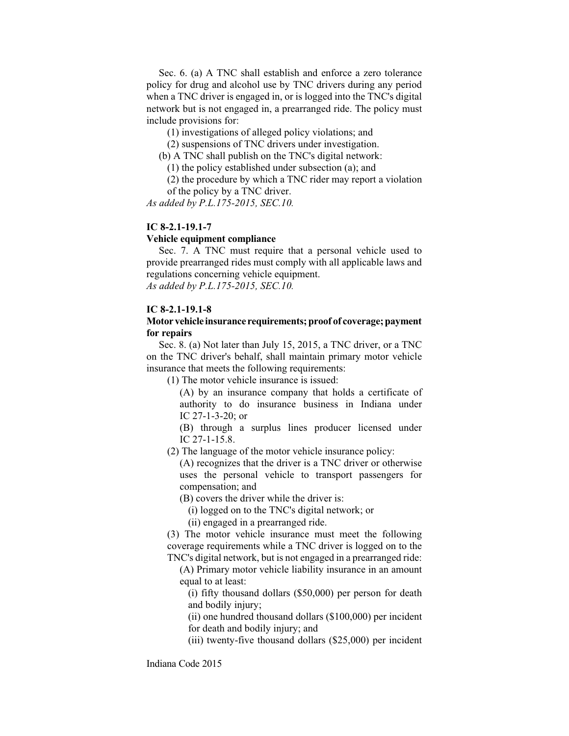Sec. 6. (a) A TNC shall establish and enforce a zero tolerance policy for drug and alcohol use by TNC drivers during any period when a TNC driver is engaged in, or is logged into the TNC's digital network but is not engaged in, a prearranged ride. The policy must include provisions for:

(1) investigations of alleged policy violations; and

(2) suspensions of TNC drivers under investigation.

(b) A TNC shall publish on the TNC's digital network:

(1) the policy established under subsection (a); and

(2) the procedure by which a TNC rider may report a violation of the policy by a TNC driver.

*As added by P.L.175-2015, SEC.10.*

**IC 8-2.1-19.1-7**

**Vehicle equipment compliance**

Sec. 7. A TNC must require that a personal vehicle used to provide prearranged rides must comply with all applicable laws and regulations concerning vehicle equipment.

*As added by P.L.175-2015, SEC.10.*

**IC 8-2.1-19.1-8**

**Motor vehicle insurance requirements; proof of coverage; payment for repairs**

Sec. 8. (a) Not later than July 15, 2015, a TNC driver, or a TNC on the TNC driver's behalf, shall maintain primary motor vehicle insurance that meets the following requirements:

(1) The motor vehicle insurance is issued:

(A) by an insurance company that holds a certificate of authority to do insurance business in Indiana under IC 27-1-3-20; or

(B) through a surplus lines producer licensed under IC 27-1-15.8.

(2) The language of the motor vehicle insurance policy:

(A) recognizes that the driver is a TNC driver or otherwise uses the personal vehicle to transport passengers for compensation; and

(B) covers the driver while the driver is:

(i) logged on to the TNC's digital network; or

(ii) engaged in a prearranged ride.

(3) The motor vehicle insurance must meet the following coverage requirements while a TNC driver is logged on to the TNC's digital network, but is not engaged in a prearranged ride:

(A) Primary motor vehicle liability insurance in an amount equal to at least:

(i) fifty thousand dollars ($50,000) per person for death and bodily injury;

(ii) one hundred thousand dollars ($100,000) per incident for death and bodily injury; and

(iii) twenty-five thousand dollars ($25,000) per incident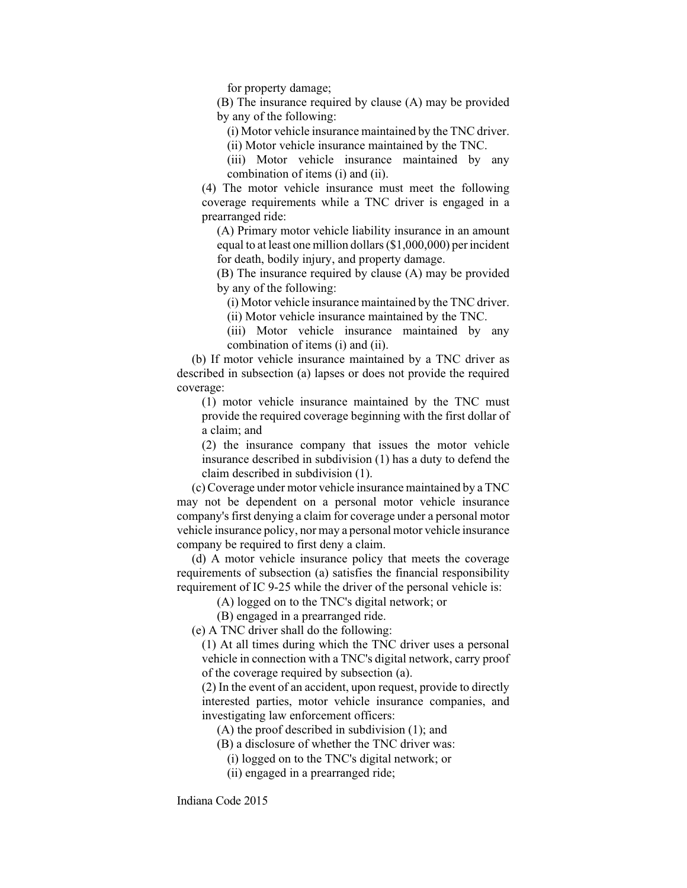for property damage;

(B) The insurance required by clause (A) may be provided by any of the following:

(i) Motor vehicle insurance maintained by the TNC driver.

(ii) Motor vehicle insurance maintained by the TNC.

(iii) Motor vehicle insurance maintained by any combination of items (i) and (ii).

(4) The motor vehicle insurance must meet the following coverage requirements while a TNC driver is engaged in a prearranged ride:

(A) Primary motor vehicle liability insurance in an amount equal to at least one million dollars ($1,000,000) per incident for death, bodily injury, and property damage.

(B) The insurance required by clause (A) may be provided by any of the following:

(i) Motor vehicle insurance maintained by the TNC driver.

(ii) Motor vehicle insurance maintained by the TNC.

(iii) Motor vehicle insurance maintained by any combination of items (i) and (ii).

(b) If motor vehicle insurance maintained by a TNC driver as described in subsection (a) lapses or does not provide the required coverage:

(1) motor vehicle insurance maintained by the TNC must provide the required coverage beginning with the first dollar of a claim; and

(2) the insurance company that issues the motor vehicle insurance described in subdivision (1) has a duty to defend the claim described in subdivision (1).

(c) Coverage under motor vehicle insurance maintained by a TNC may not be dependent on a personal motor vehicle insurance company's first denying a claim for coverage under a personal motor vehicle insurance policy, nor may a personal motor vehicle insurance company be required to first deny a claim.

(d) A motor vehicle insurance policy that meets the coverage requirements of subsection (a) satisfies the financial responsibility requirement of IC 9-25 while the driver of the personal vehicle is:

(A) logged on to the TNC's digital network; or

(B) engaged in a prearranged ride.

(e) A TNC driver shall do the following:

(1) At all times during which the TNC driver uses a personal vehicle in connection with a TNC's digital network, carry proof of the coverage required by subsection (a).

(2) In the event of an accident, upon request, provide to directly interested parties, motor vehicle insurance companies, and investigating law enforcement officers:

(A) the proof described in subdivision (1); and

(B) a disclosure of whether the TNC driver was:

(i) logged on to the TNC's digital network; or

(ii) engaged in a prearranged ride;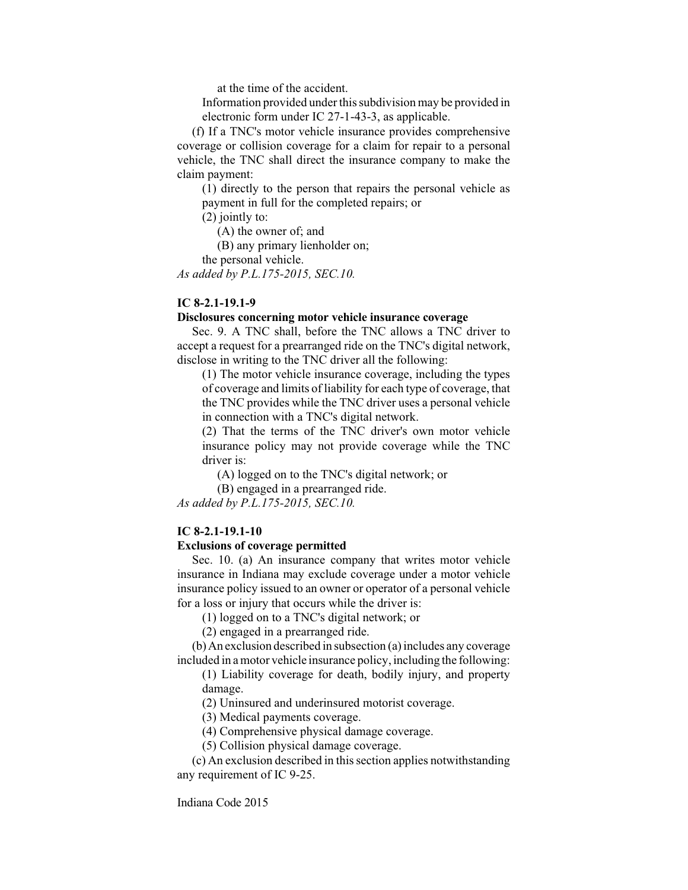at the time of the accident.

Information provided under this subdivision may be provided in electronic form under IC 27-1-43-3, as applicable.

(f) If a TNC's motor vehicle insurance provides comprehensive coverage or collision coverage for a claim for repair to a personal vehicle, the TNC shall direct the insurance company to make the claim payment:

(1) directly to the person that repairs the personal vehicle as payment in full for the completed repairs; or

(2) jointly to:

(A) the owner of; and

(B) any primary lienholder on;

the personal vehicle.

*As added by P.L.175-2015, SEC.10.*

**IC 8-2.1-19.1-9**

**Disclosures concerning motor vehicle insurance coverage**

Sec. 9. A TNC shall, before the TNC allows a TNC driver to accept a request for a prearranged ride on the TNC's digital network, disclose in writing to the TNC driver all the following:

(1) The motor vehicle insurance coverage, including the types of coverage and limits of liability for each type of coverage, that the TNC provides while the TNC driver uses a personal vehicle in connection with a TNC's digital network.

(2) That the terms of the TNC driver's own motor vehicle insurance policy may not provide coverage while the TNC driver is:

(A) logged on to the TNC's digital network; or

(B) engaged in a prearranged ride.

*As added by P.L.175-2015, SEC.10.*

**IC 8-2.1-19.1-10**

**Exclusions of coverage permitted**

Sec. 10. (a) An insurance company that writes motor vehicle insurance in Indiana may exclude coverage under a motor vehicle insurance policy issued to an owner or operator of a personal vehicle for a loss or injury that occurs while the driver is:

(1) logged on to a TNC's digital network; or

(2) engaged in a prearranged ride.

(b) An exclusion described in subsection (a) includes any coverage included in a motor vehicle insurance policy, including the following:

(1) Liability coverage for death, bodily injury, and property damage.

(2) Uninsured and underinsured motorist coverage.

(3) Medical payments coverage.

(4) Comprehensive physical damage coverage.

(5) Collision physical damage coverage.

(c) An exclusion described in this section applies notwithstanding any requirement of IC 9-25.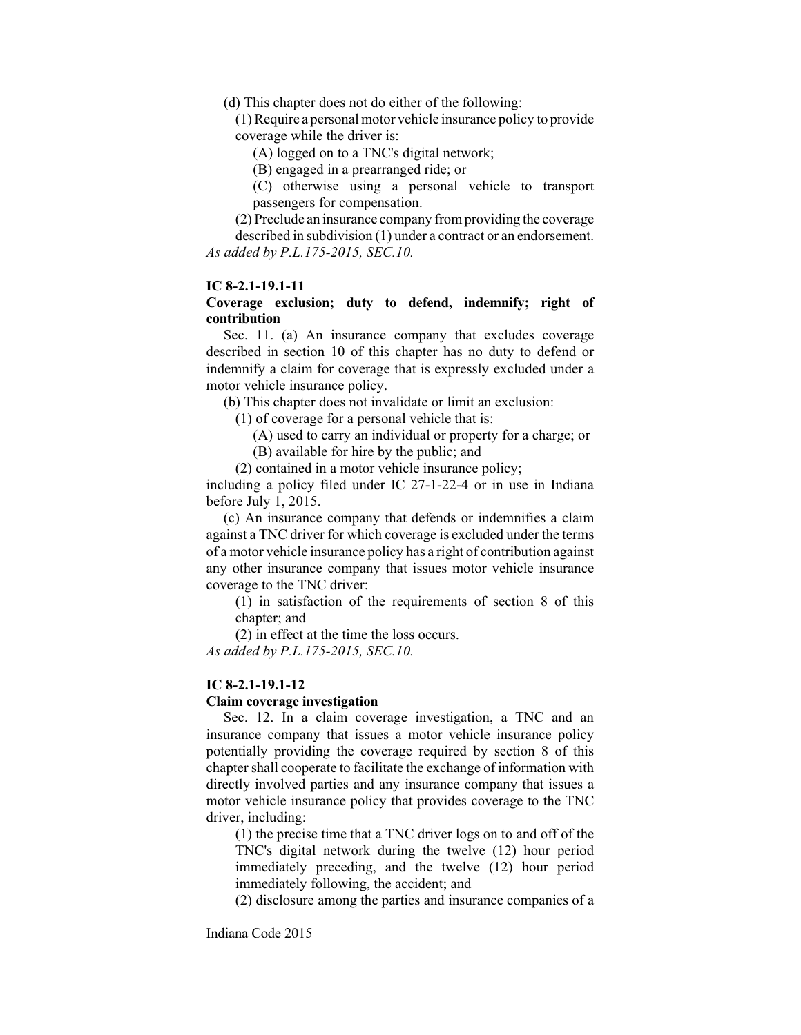(d) This chapter does not do either of the following:

(1) Require a personal motor vehicle insurance policy to provide coverage while the driver is:

(A) logged on to a TNC's digital network;

(B) engaged in a prearranged ride; or

(C) otherwise using a personal vehicle to transport passengers for compensation.

(2) Preclude an insurance company from providing the coverage described in subdivision (1) under a contract or an endorsement.

*As added by P.L.175-2015, SEC.10.*

**IC 8-2.1-19.1-11**

**Coverage exclusion; duty to defend, indemnify; right of contribution**

Sec. 11. (a) An insurance company that excludes coverage described in section 10 of this chapter has no duty to defend or indemnify a claim for coverage that is expressly excluded under a motor vehicle insurance policy.

(b) This chapter does not invalidate or limit an exclusion:

(1) of coverage for a personal vehicle that is:

(A) used to carry an individual or property for a charge; or

(B) available for hire by the public; and

(2) contained in a motor vehicle insurance policy;

including a policy filed under IC 27-1-22-4 or in use in Indiana before July 1, 2015.

(c) An insurance company that defends or indemnifies a claim against a TNC driver for which coverage is excluded under the terms of a motor vehicle insurance policy has a right of contribution against any other insurance company that issues motor vehicle insurance coverage to the TNC driver:

(1) in satisfaction of the requirements of section 8 of this chapter; and

(2) in effect at the time the loss occurs.

*As added by P.L.175-2015, SEC.10.*

**IC 8-2.1-19.1-12**

**Claim coverage investigation**

Sec. 12. In a claim coverage investigation, a TNC and an insurance company that issues a motor vehicle insurance policy potentially providing the coverage required by section 8 of this chapter shall cooperate to facilitate the exchange of information with directly involved parties and any insurance company that issues a motor vehicle insurance policy that provides coverage to the TNC driver, including:

(1) the precise time that a TNC driver logs on to and off of the TNC's digital network during the twelve (12) hour period immediately preceding, and the twelve (12) hour period immediately following, the accident; and

(2) disclosure among the parties and insurance companies of a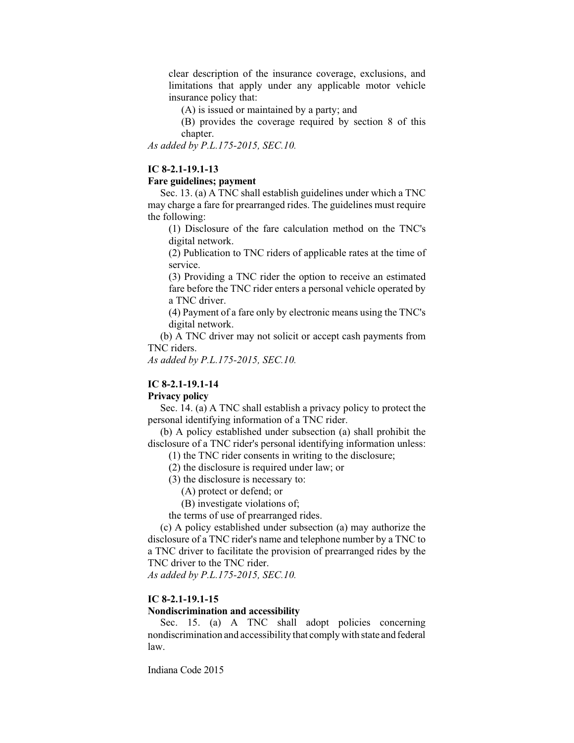clear description of the insurance coverage, exclusions, and limitations that apply under any applicable motor vehicle insurance policy that:

(A) is issued or maintained by a party; and

(B) provides the coverage required by section 8 of this chapter.

*As added by P.L.175-2015, SEC.10.*

**IC 8-2.1-19.1-13**

**Fare guidelines; payment**

Sec. 13. (a) A TNC shall establish guidelines under which a TNC may charge a fare for prearranged rides. The guidelines must require the following:

(1) Disclosure of the fare calculation method on the TNC's digital network.

(2) Publication to TNC riders of applicable rates at the time of service.

(3) Providing a TNC rider the option to receive an estimated fare before the TNC rider enters a personal vehicle operated by a TNC driver.

(4) Payment of a fare only by electronic means using the TNC's digital network.

(b) A TNC driver may not solicit or accept cash payments from TNC riders.

*As added by P.L.175-2015, SEC.10.*

**IC 8-2.1-19.1-14**

**Privacy policy**

Sec. 14. (a) A TNC shall establish a privacy policy to protect the personal identifying information of a TNC rider.

(b) A policy established under subsection (a) shall prohibit the disclosure of a TNC rider's personal identifying information unless:

(1) the TNC rider consents in writing to the disclosure;

(2) the disclosure is required under law; or

(3) the disclosure is necessary to:

(A) protect or defend; or

(B) investigate violations of;

the terms of use of prearranged rides.

(c) A policy established under subsection (a) may authorize the disclosure of a TNC rider's name and telephone number by a TNC to a TNC driver to facilitate the provision of prearranged rides by the TNC driver to the TNC rider.

*As added by P.L.175-2015, SEC.10.*

**IC 8-2.1-19.1-15**

**Nondiscrimination and accessibility**

Sec. 15. (a) A TNC shall adopt policies concerning nondiscrimination and accessibility that comply with state and federal law.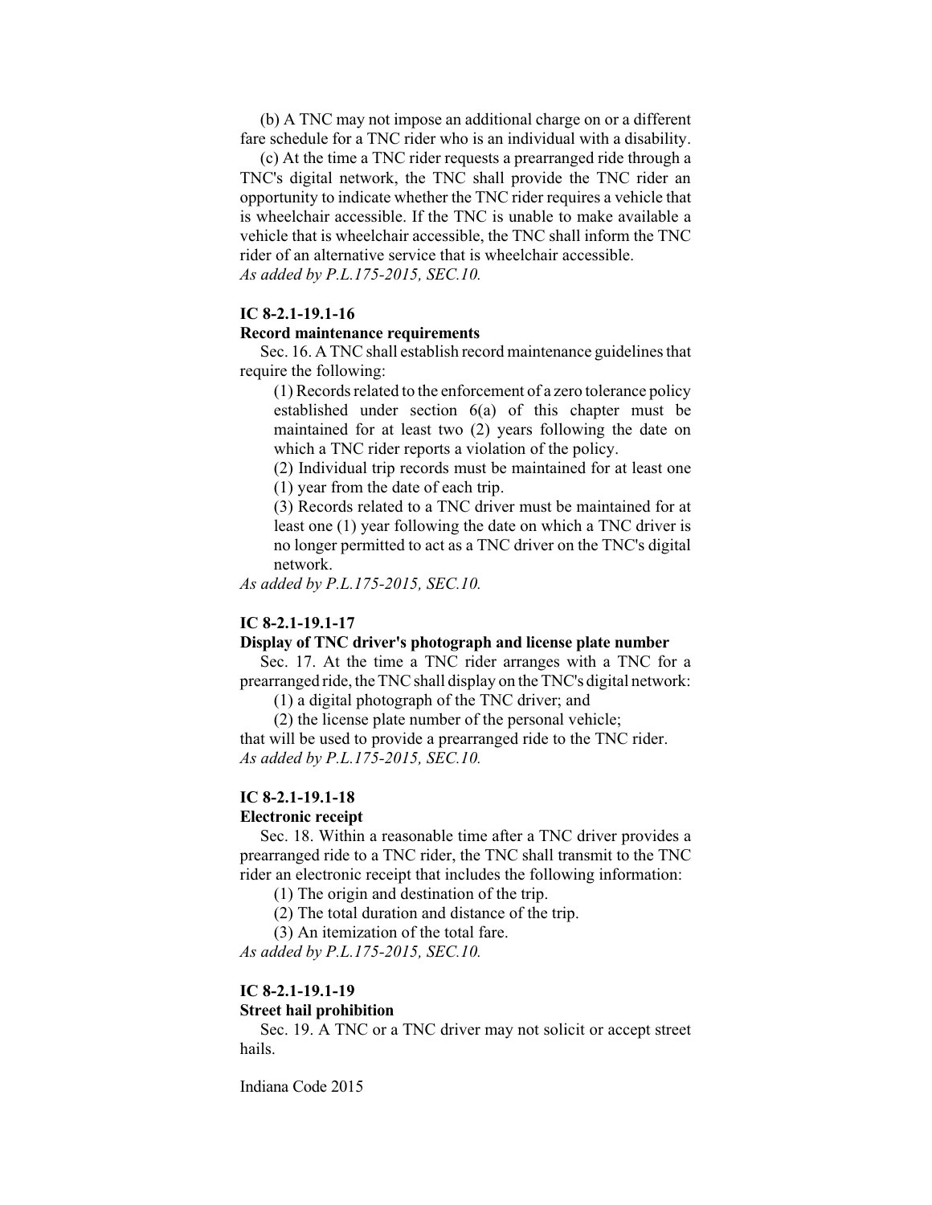(b) A TNC may not impose an additional charge on or a different fare schedule for a TNC rider who is an individual with a disability.

(c) At the time a TNC rider requests a prearranged ride through a TNC's digital network, the TNC shall provide the TNC rider an opportunity to indicate whether the TNC rider requires a vehicle that is wheelchair accessible. If the TNC is unable to make available a vehicle that is wheelchair accessible, the TNC shall inform the TNC rider of an alternative service that is wheelchair accessible.
*As added by P.L.175-2015, SEC.10.*

**IC 8-2.1-19.1-16**

**Record maintenance requirements**

Sec. 16. A TNC shall establish record maintenance guidelines that require the following:

(1) Records related to the enforcement of a zero tolerance policy established under section 6(a) of this chapter must be maintained for at least two (2) years following the date on which a TNC rider reports a violation of the policy.

(2) Individual trip records must be maintained for at least one (1) year from the date of each trip.

(3) Records related to a TNC driver must be maintained for at least one (1) year following the date on which a TNC driver is no longer permitted to act as a TNC driver on the TNC's digital network.

*As added by P.L.175-2015, SEC.10.*

**IC 8-2.1-19.1-17**

**Display of TNC driver's photograph and license plate number**

Sec. 17. At the time a TNC rider arranges with a TNC for a prearranged ride, the TNC shall display on the TNC's digital network:

(1) a digital photograph of the TNC driver; and

(2) the license plate number of the personal vehicle;

that will be used to provide a prearranged ride to the TNC rider.
*As added by P.L.175-2015, SEC.10.*

**IC 8-2.1-19.1-18**

**Electronic receipt**

Sec. 18. Within a reasonable time after a TNC driver provides a prearranged ride to a TNC rider, the TNC shall transmit to the TNC rider an electronic receipt that includes the following information:

(1) The origin and destination of the trip.

(2) The total duration and distance of the trip.

(3) An itemization of the total fare.

*As added by P.L.175-2015, SEC.10.*

**IC 8-2.1-19.1-19**

**Street hail prohibition**

Sec. 19. A TNC or a TNC driver may not solicit or accept street hails.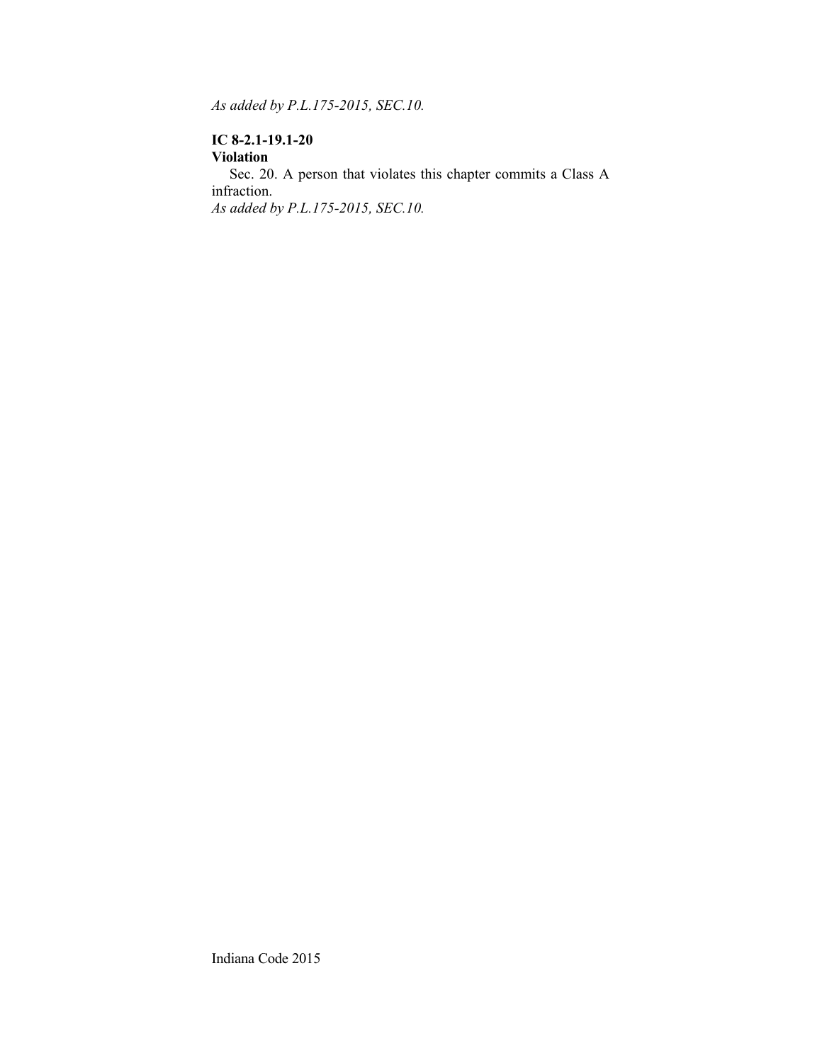*As added by P.L.175-2015, SEC.10.*

**IC 8-2.1-19.1-20**
**Violation**

Sec. 20. A person that violates this chapter commits a Class A infraction.
*As added by P.L.175-2015, SEC.10.*